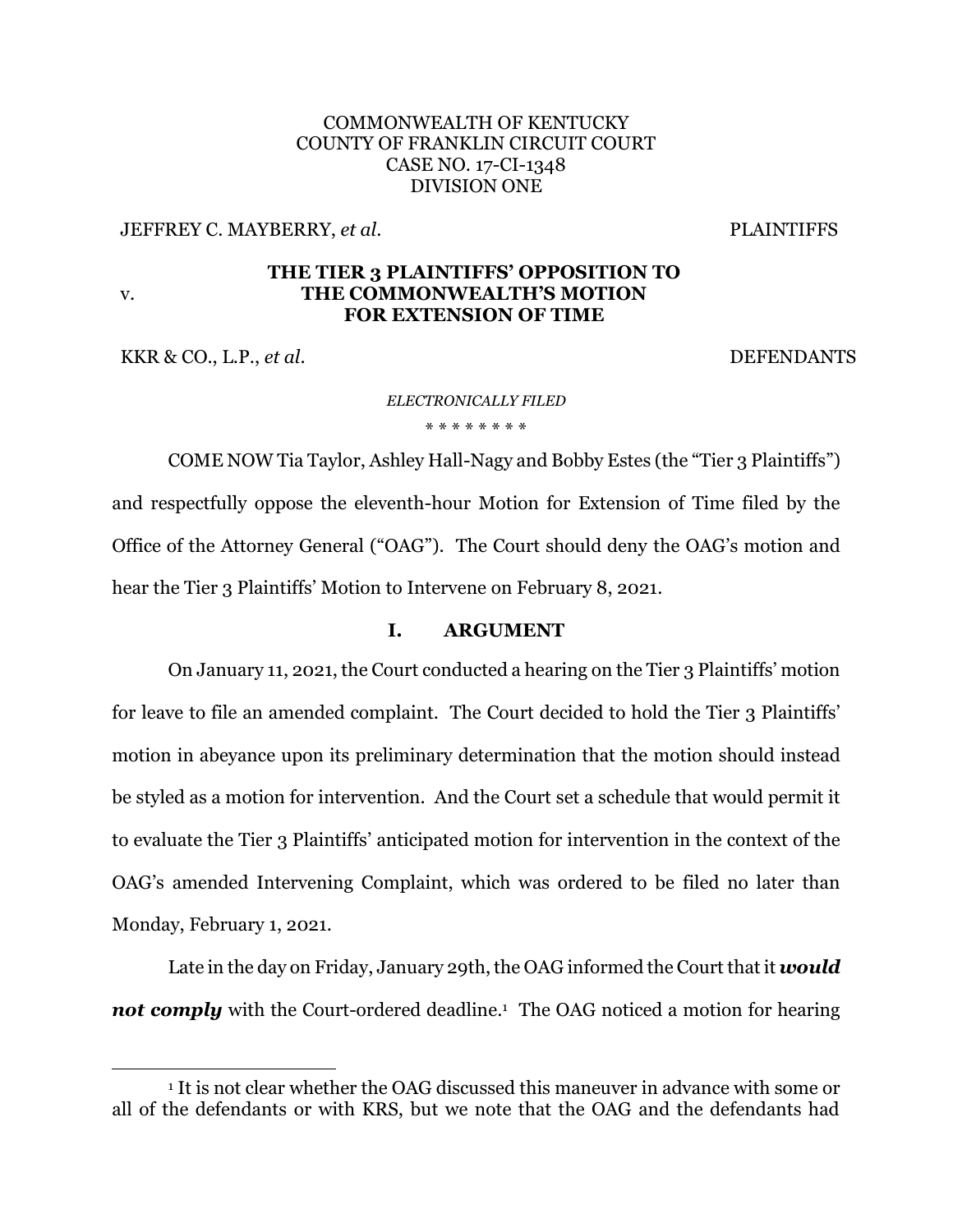COMMONWEALTH OF KENTUCKY
COUNTY OF FRANKLIN CIRCUIT COURT
CASE NO. 17-CI-1348
DIVISION ONE

JEFFREY C. MAYBERRY, *et al.* PLAINTIFFS

v.

**THE TIER 3 PLAINTIFFS' OPPOSITION TO THE COMMONWEALTH'S MOTION FOR EXTENSION OF TIME**

KKR & CO., L.P., *et al.* DEFENDANTS

*ELECTRONICALLY FILED*

\* \* \* \* \* \* \* \*

COME NOW Tia Taylor, Ashley Hall-Nagy and Bobby Estes (the "Tier 3 Plaintiffs") and respectfully oppose the eleventh-hour Motion for Extension of Time filed by the Office of the Attorney General ("OAG"). The Court should deny the OAG's motion and hear the Tier 3 Plaintiffs' Motion to Intervene on February 8, 2021.

## I. ARGUMENT

On January 11, 2021, the Court conducted a hearing on the Tier 3 Plaintiffs' motion for leave to file an amended complaint. The Court decided to hold the Tier 3 Plaintiffs' motion in abeyance upon its preliminary determination that the motion should instead be styled as a motion for intervention. And the Court set a schedule that would permit it to evaluate the Tier 3 Plaintiffs' anticipated motion for intervention in the context of the OAG's amended Intervening Complaint, which was ordered to be filed no later than Monday, February 1, 2021.

Late in the day on Friday, January 29th, the OAG informed the Court that it ***would not comply*** with the Court-ordered deadline.[1] The OAG noticed a motion for hearing

[1] It is not clear whether the OAG discussed this maneuver in advance with some or all of the defendants or with KRS, but we note that the OAG and the defendants had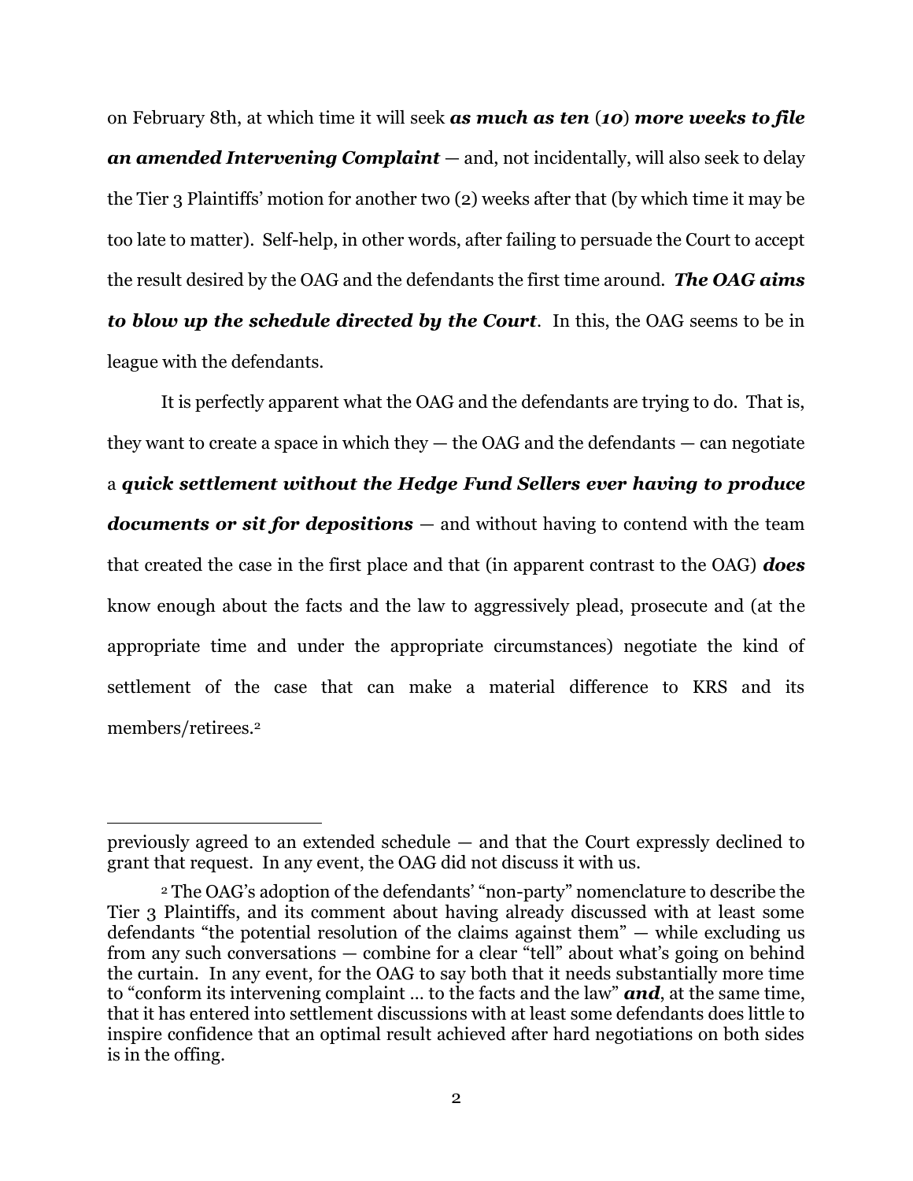on February 8th, at which time it will seek ***as much as ten (10) more weeks to file an amended Intervening Complaint*** — and, not incidentally, will also seek to delay the Tier 3 Plaintiffs' motion for another two (2) weeks after that (by which time it may be too late to matter). Self-help, in other words, after failing to persuade the Court to accept the result desired by the OAG and the defendants the first time around. ***The OAG aims to blow up the schedule directed by the Court***. In this, the OAG seems to be in league with the defendants.

It is perfectly apparent what the OAG and the defendants are trying to do. That is, they want to create a space in which they — the OAG and the defendants — can negotiate a ***quick settlement without the Hedge Fund Sellers ever having to produce documents or sit for depositions*** — and without having to contend with the team that created the case in the first place and that (in apparent contrast to the OAG) ***does*** know enough about the facts and the law to aggressively plead, prosecute and (at the appropriate time and under the appropriate circumstances) negotiate the kind of settlement of the case that can make a material difference to KRS and its members/retirees.[2]

---

previously agreed to an extended schedule — and that the Court expressly declined to grant that request. In any event, the OAG did not discuss it with us.

[2] The OAG's adoption of the defendants' "non-party" nomenclature to describe the Tier 3 Plaintiffs, and its comment about having already discussed with at least some defendants "the potential resolution of the claims against them" — while excluding us from any such conversations — combine for a clear "tell" about what's going on behind the curtain. In any event, for the OAG to say both that it needs substantially more time to "conform its intervening complaint … to the facts and the law" ***and***, at the same time, that it has entered into settlement discussions with at least some defendants does little to inspire confidence that an optimal result achieved after hard negotiations on both sides is in the offing.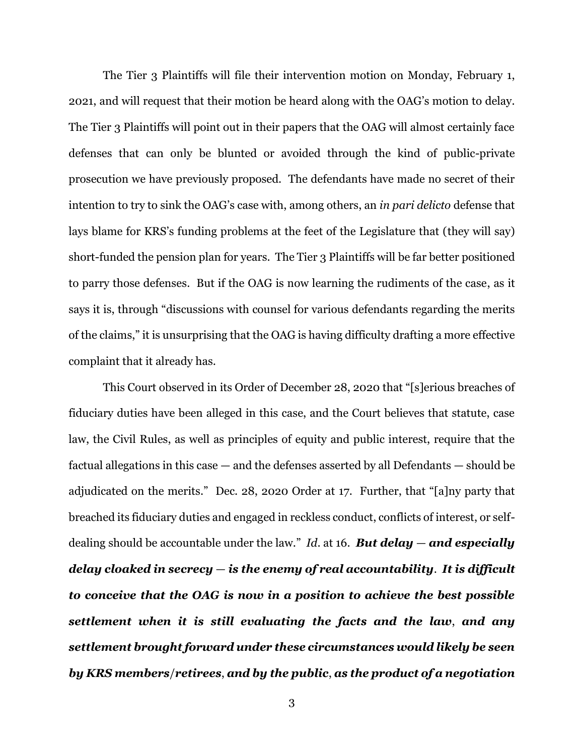The Tier 3 Plaintiffs will file their intervention motion on Monday, February 1, 2021, and will request that their motion be heard along with the OAG's motion to delay. The Tier 3 Plaintiffs will point out in their papers that the OAG will almost certainly face defenses that can only be blunted or avoided through the kind of public-private prosecution we have previously proposed. The defendants have made no secret of their intention to try to sink the OAG's case with, among others, an *in pari delicto* defense that lays blame for KRS's funding problems at the feet of the Legislature that (they will say) short-funded the pension plan for years. The Tier 3 Plaintiffs will be far better positioned to parry those defenses. But if the OAG is now learning the rudiments of the case, as it says it is, through "discussions with counsel for various defendants regarding the merits of the claims," it is unsurprising that the OAG is having difficulty drafting a more effective complaint that it already has.

This Court observed in its Order of December 28, 2020 that "[s]erious breaches of fiduciary duties have been alleged in this case, and the Court believes that statute, case law, the Civil Rules, as well as principles of equity and public interest, require that the factual allegations in this case — and the defenses asserted by all Defendants — should be adjudicated on the merits." Dec. 28, 2020 Order at 17. Further, that "[a]ny party that breached its fiduciary duties and engaged in reckless conduct, conflicts of interest, or self-dealing should be accountable under the law." *Id*. at 16. ***But delay — and especially delay cloaked in secrecy — is the enemy of real accountability*. *It is difficult to conceive that the OAG is now in a position to achieve the best possible settlement when it is still evaluating the facts and the law*, *and any settlement brought forward under these circumstances would likely be seen by KRS members/retirees*, *and by the public*, *as the product of a negotiation***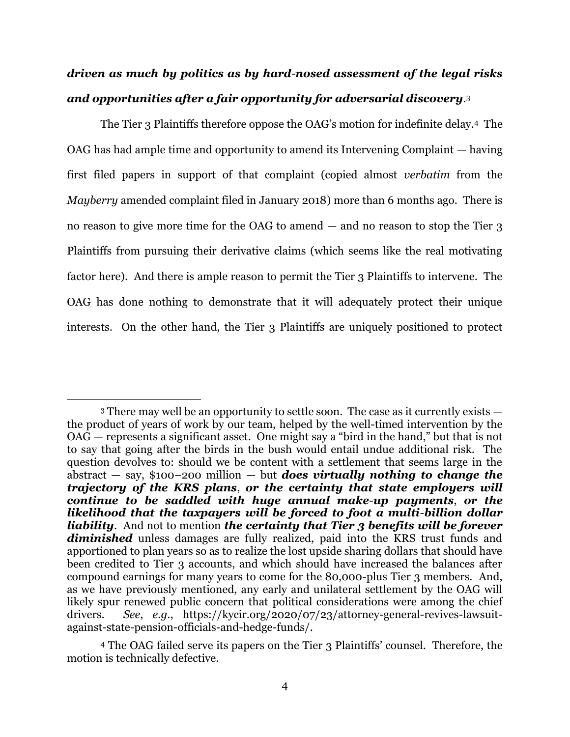***driven as much by politics as by hard-nosed assessment of the legal risks and opportunities after a fair opportunity for adversarial discovery***.[3]

The Tier 3 Plaintiffs therefore oppose the OAG's motion for indefinite delay.[4] The OAG has had ample time and opportunity to amend its Intervening Complaint — having first filed papers in support of that complaint (copied almost *verbatim* from the *Mayberry* amended complaint filed in January 2018) more than 6 months ago. There is no reason to give more time for the OAG to amend — and no reason to stop the Tier 3 Plaintiffs from pursuing their derivative claims (which seems like the real motivating factor here). And there is ample reason to permit the Tier 3 Plaintiffs to intervene. The OAG has done nothing to demonstrate that it will adequately protect their unique interests. On the other hand, the Tier 3 Plaintiffs are uniquely positioned to protect

---

[3] There may well be an opportunity to settle soon. The case as it currently exists — the product of years of work by our team, helped by the well-timed intervention by the OAG — represents a significant asset. One might say a "bird in the hand," but that is not to say that going after the birds in the bush would entail undue additional risk. The question devolves to: should we be content with a settlement that seems large in the abstract — say, $100–200 million — but ***does virtually nothing to change the trajectory of the KRS plans***, ***or the certainty that state employers will continue to be saddled with huge annual make-up payments***, ***or the likelihood that the taxpayers will be forced to foot a multi-billion dollar liability***. And not to mention ***the certainty that Tier 3 benefits will be forever diminished*** unless damages are fully realized, paid into the KRS trust funds and apportioned to plan years so as to realize the lost upside sharing dollars that should have been credited to Tier 3 accounts, and which should have increased the balances after compound earnings for many years to come for the 80,000-plus Tier 3 members. And, as we have previously mentioned, any early and unilateral settlement by the OAG will likely spur renewed public concern that political considerations were among the chief drivers. *See*, *e.g.*, https://kycir.org/2020/07/23/attorney-general-revives-lawsuit-against-state-pension-officials-and-hedge-funds/.

[4] The OAG failed serve its papers on the Tier 3 Plaintiffs' counsel. Therefore, the motion is technically defective.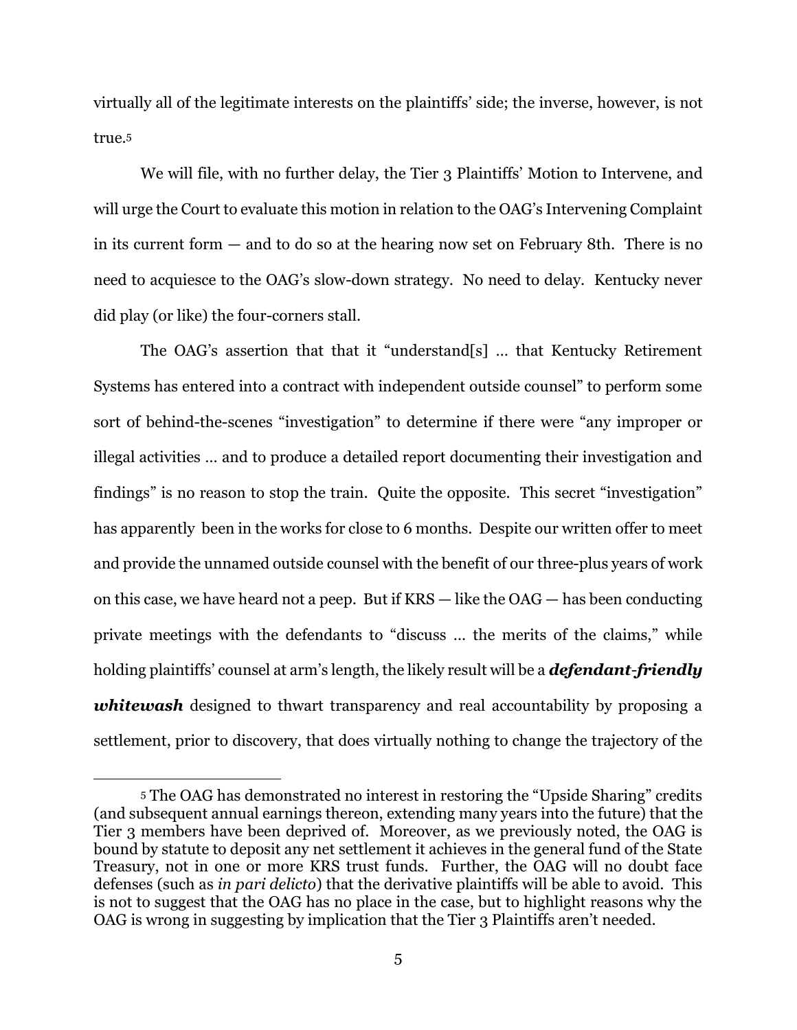virtually all of the legitimate interests on the plaintiffs' side; the inverse, however, is not true.[5]

We will file, with no further delay, the Tier 3 Plaintiffs' Motion to Intervene, and will urge the Court to evaluate this motion in relation to the OAG's Intervening Complaint in its current form — and to do so at the hearing now set on February 8th. There is no need to acquiesce to the OAG's slow-down strategy. No need to delay. Kentucky never did play (or like) the four-corners stall.

The OAG's assertion that that it "understand[s] … that Kentucky Retirement Systems has entered into a contract with independent outside counsel" to perform some sort of behind-the-scenes "investigation" to determine if there were "any improper or illegal activities … and to produce a detailed report documenting their investigation and findings" is no reason to stop the train. Quite the opposite. This secret "investigation" has apparently been in the works for close to 6 months. Despite our written offer to meet and provide the unnamed outside counsel with the benefit of our three-plus years of work on this case, we have heard not a peep. But if KRS — like the OAG — has been conducting private meetings with the defendants to "discuss … the merits of the claims," while holding plaintiffs' counsel at arm's length, the likely result will be a ***defendant-friendly whitewash*** designed to thwart transparency and real accountability by proposing a settlement, prior to discovery, that does virtually nothing to change the trajectory of the

[5] The OAG has demonstrated no interest in restoring the "Upside Sharing" credits (and subsequent annual earnings thereon, extending many years into the future) that the Tier 3 members have been deprived of. Moreover, as we previously noted, the OAG is bound by statute to deposit any net settlement it achieves in the general fund of the State Treasury, not in one or more KRS trust funds. Further, the OAG will no doubt face defenses (such as *in pari delicto*) that the derivative plaintiffs will be able to avoid. This is not to suggest that the OAG has no place in the case, but to highlight reasons why the OAG is wrong in suggesting by implication that the Tier 3 Plaintiffs aren't needed.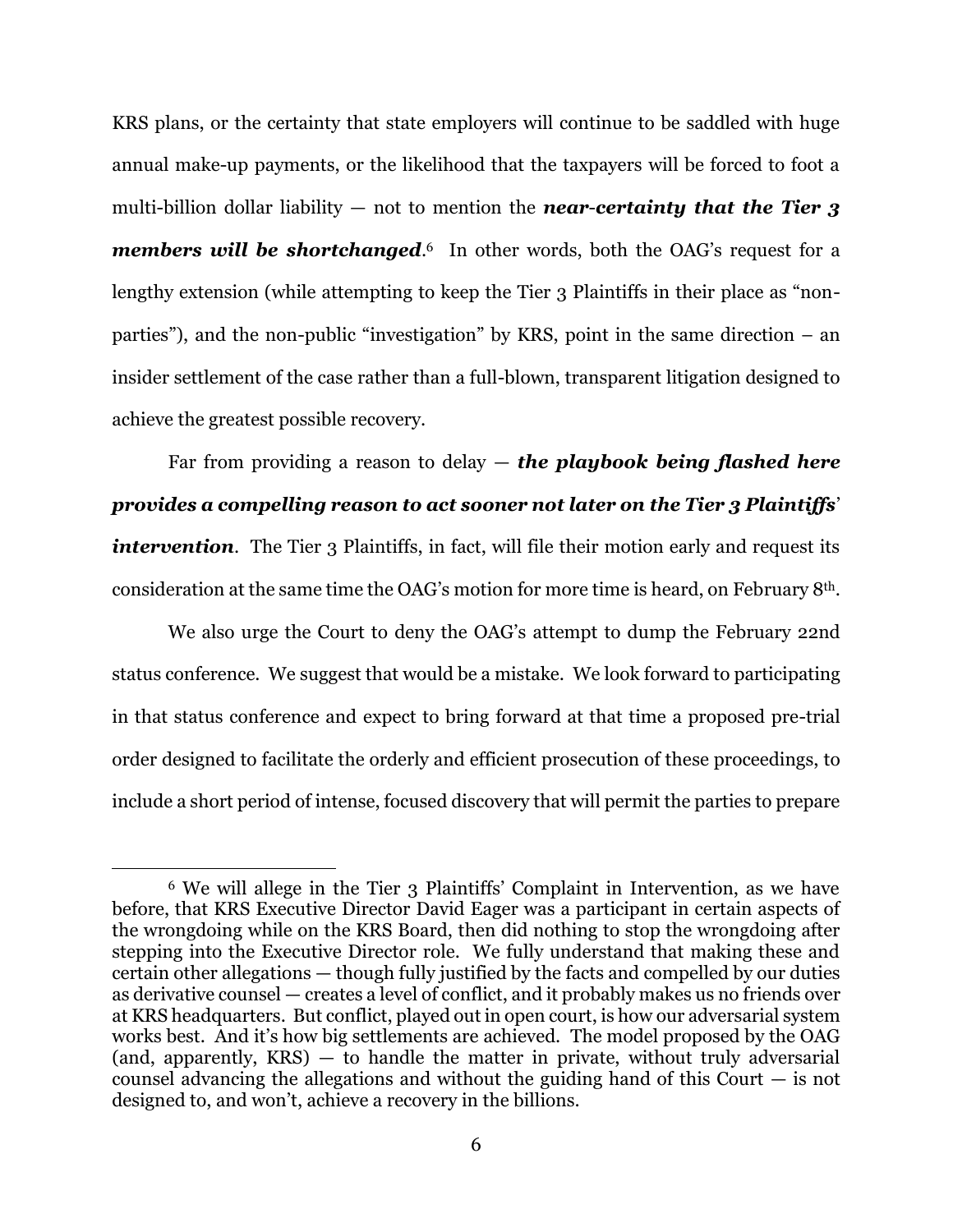KRS plans, or the certainty that state employers will continue to be saddled with huge annual make-up payments, or the likelihood that the taxpayers will be forced to foot a multi-billion dollar liability — not to mention the ***near-certainty that the Tier 3 members will be shortchanged***.[6] In other words, both the OAG's request for a lengthy extension (while attempting to keep the Tier 3 Plaintiffs in their place as "non-parties"), and the non-public "investigation" by KRS, point in the same direction – an insider settlement of the case rather than a full-blown, transparent litigation designed to achieve the greatest possible recovery.

Far from providing a reason to delay — ***the playbook being flashed here provides a compelling reason to act sooner not later on the Tier 3 Plaintiffs' intervention***. The Tier 3 Plaintiffs, in fact, will file their motion early and request its consideration at the same time the OAG's motion for more time is heard, on February 8th.

We also urge the Court to deny the OAG's attempt to dump the February 22nd status conference. We suggest that would be a mistake. We look forward to participating in that status conference and expect to bring forward at that time a proposed pre-trial order designed to facilitate the orderly and efficient prosecution of these proceedings, to include a short period of intense, focused discovery that will permit the parties to prepare

---

[6] We will allege in the Tier 3 Plaintiffs' Complaint in Intervention, as we have before, that KRS Executive Director David Eager was a participant in certain aspects of the wrongdoing while on the KRS Board, then did nothing to stop the wrongdoing after stepping into the Executive Director role. We fully understand that making these and certain other allegations — though fully justified by the facts and compelled by our duties as derivative counsel — creates a level of conflict, and it probably makes us no friends over at KRS headquarters. But conflict, played out in open court, is how our adversarial system works best. And it's how big settlements are achieved. The model proposed by the OAG (and, apparently, KRS) — to handle the matter in private, without truly adversarial counsel advancing the allegations and without the guiding hand of this Court — is not designed to, and won't, achieve a recovery in the billions.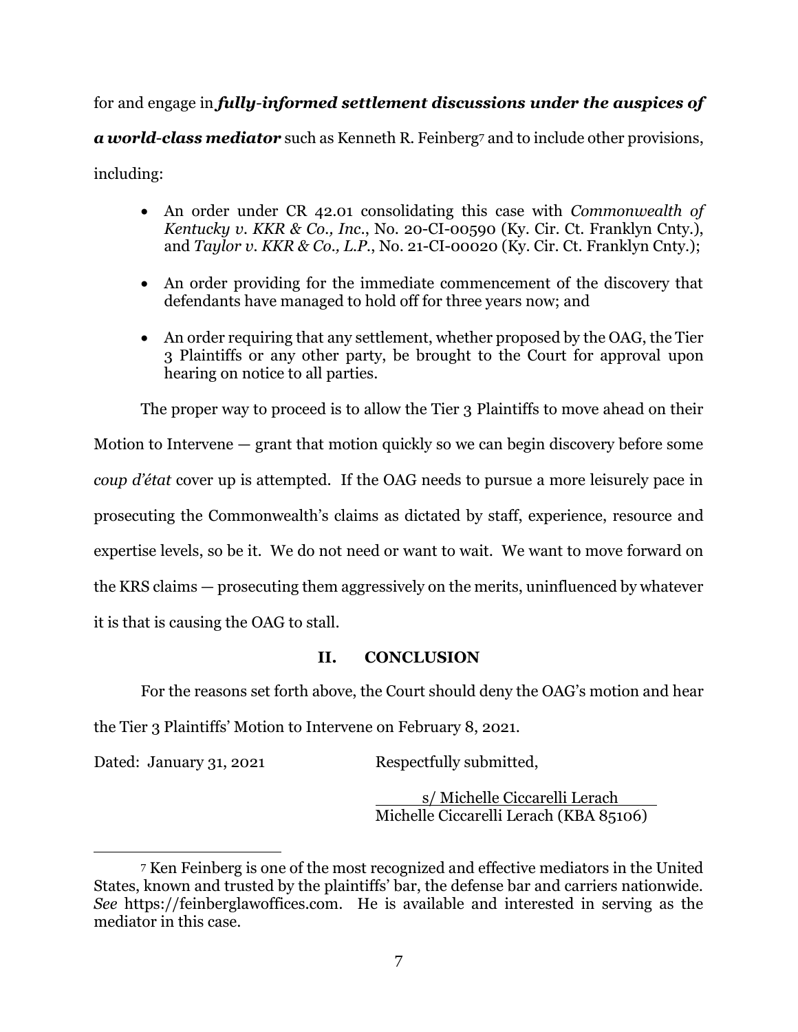for and engage in ***fully-informed settlement discussions under the auspices of a world-class mediator*** such as Kenneth R. Feinberg[7] and to include other provisions, including:

- An order under CR 42.01 consolidating this case with *Commonwealth of Kentucky v. KKR & Co., Inc.*, No. 20-CI-00590 (Ky. Cir. Ct. Franklyn Cnty.), and *Taylor v. KKR & Co., L.P.*, No. 21-CI-00020 (Ky. Cir. Ct. Franklyn Cnty.);

- An order providing for the immediate commencement of the discovery that defendants have managed to hold off for three years now; and

- An order requiring that any settlement, whether proposed by the OAG, the Tier 3 Plaintiffs or any other party, be brought to the Court for approval upon hearing on notice to all parties.

The proper way to proceed is to allow the Tier 3 Plaintiffs to move ahead on their Motion to Intervene — grant that motion quickly so we can begin discovery before some *coup d'état* cover up is attempted. If the OAG needs to pursue a more leisurely pace in prosecuting the Commonwealth's claims as dictated by staff, experience, resource and expertise levels, so be it. We do not need or want to wait. We want to move forward on the KRS claims — prosecuting them aggressively on the merits, uninfluenced by whatever it is that is causing the OAG to stall.

## II. CONCLUSION

For the reasons set forth above, the Court should deny the OAG's motion and hear the Tier 3 Plaintiffs' Motion to Intervene on February 8, 2021.

Dated: January 31, 2021

Respectfully submitted,

s/ Michelle Ciccarelli Lerach
Michelle Ciccarelli Lerach (KBA 85106)

---

[7] Ken Feinberg is one of the most recognized and effective mediators in the United States, known and trusted by the plaintiffs' bar, the defense bar and carriers nationwide. *See* https://feinberglawoffices.com. He is available and interested in serving as the mediator in this case.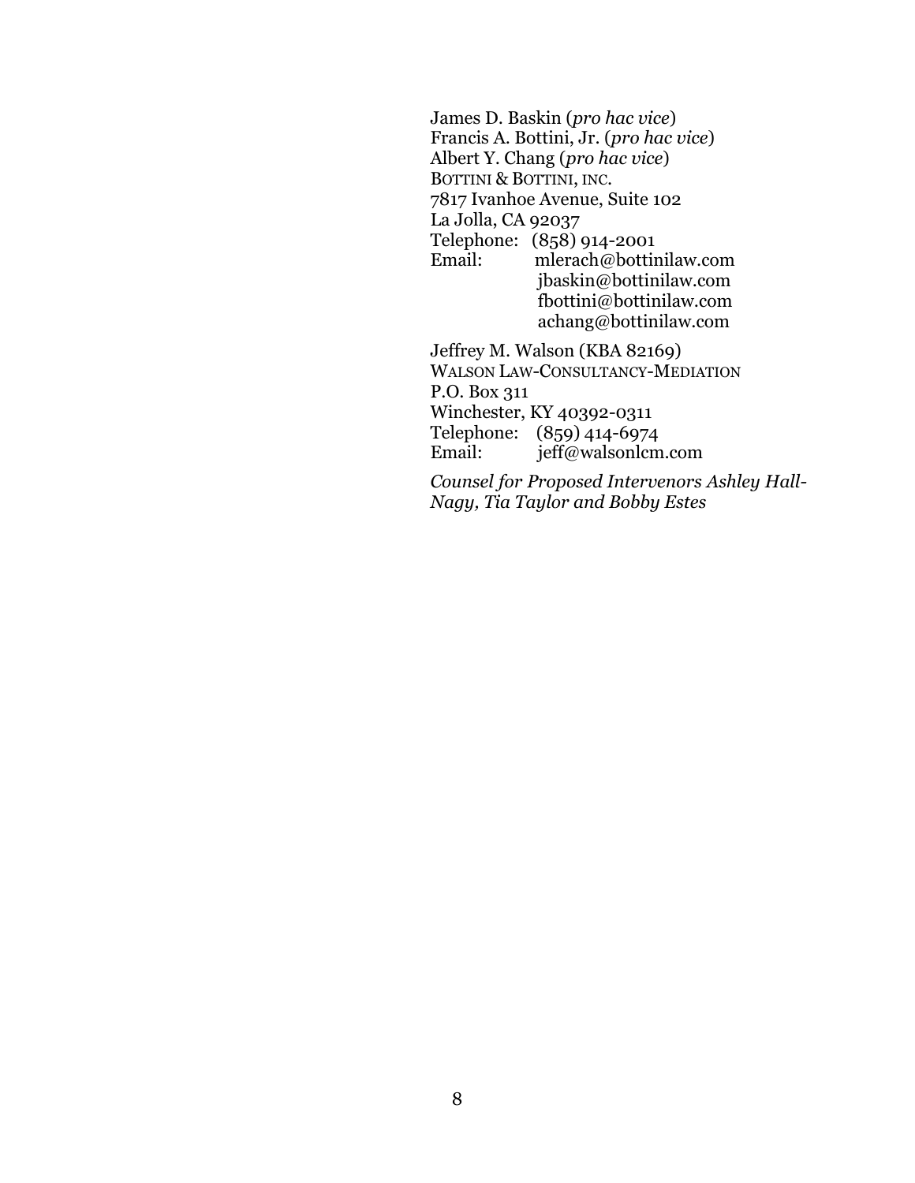James D. Baskin (*pro hac vice*)
Francis A. Bottini, Jr. (*pro hac vice*)
Albert Y. Chang (*pro hac vice*)
BOTTINI & BOTTINI, INC.
7817 Ivanhoe Avenue, Suite 102
La Jolla, CA 92037
Telephone: (858) 914-2001
Email: mlerach@bottinilaw.com
jbaskin@bottinilaw.com
fbottini@bottinilaw.com
achang@bottinilaw.com

Jeffrey M. Walson (KBA 82169)
WALSON LAW-CONSULTANCY-MEDIATION
P.O. Box 311
Winchester, KY 40392-0311
Telephone: (859) 414-6974
Email: jeff@walsonlcm.com

*Counsel for Proposed Intervenors Ashley Hall-Nagy, Tia Taylor and Bobby Estes*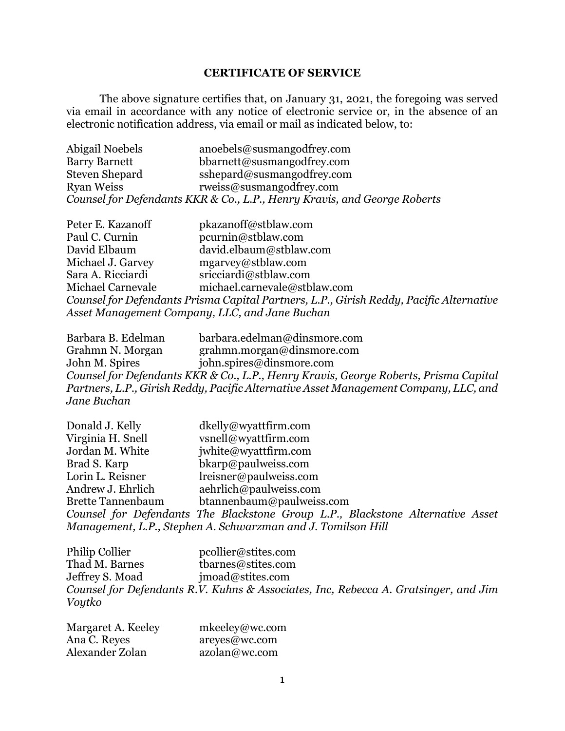**CERTIFICATE OF SERVICE**

The above signature certifies that, on January 31, 2021, the foregoing was served via email in accordance with any notice of electronic service or, in the absence of an electronic notification address, via email or mail as indicated below, to:

Abigail Noebels anoebels@susmangodfrey.com
Barry Barnett bbarnett@susmangodfrey.com
Steven Shepard sshepard@susmangodfrey.com
Ryan Weiss rweiss@susmangodfrey.com
*Counsel for Defendants KKR & Co., L.P., Henry Kravis, and George Roberts*

Peter E. Kazanoff pkazanoff@stblaw.com
Paul C. Curnin pcurnin@stblaw.com
David Elbaum david.elbaum@stblaw.com
Michael J. Garvey mgarvey@stblaw.com
Sara A. Ricciardi sricciardi@stblaw.com
Michael Carnevale michael.carnevale@stblaw.com
*Counsel for Defendants Prisma Capital Partners, L.P., Girish Reddy, Pacific Alternative Asset Management Company, LLC, and Jane Buchan*

Barbara B. Edelman barbara.edelman@dinsmore.com
Grahmn N. Morgan grahmn.morgan@dinsmore.com
John M. Spires john.spires@dinsmore.com
*Counsel for Defendants KKR & Co., L.P., Henry Kravis, George Roberts, Prisma Capital Partners, L.P., Girish Reddy, Pacific Alternative Asset Management Company, LLC, and Jane Buchan*

Donald J. Kelly dkelly@wyattfirm.com
Virginia H. Snell vsnell@wyattfirm.com
Jordan M. White jwhite@wyattfirm.com
Brad S. Karp bkarp@paulweiss.com
Lorin L. Reisner lreisner@paulweiss.com
Andrew J. Ehrlich aehrlich@paulweiss.com
Brette Tannenbaum btannenbaum@paulweiss.com
*Counsel for Defendants The Blackstone Group L.P., Blackstone Alternative Asset Management, L.P., Stephen A. Schwarzman and J. Tomilson Hill*

Philip Collier pcollier@stites.com
Thad M. Barnes tbarnes@stites.com
Jeffrey S. Moad jmoad@stites.com
*Counsel for Defendants R.V. Kuhns & Associates, Inc, Rebecca A. Gratsinger, and Jim Voytko*

Margaret A. Keeley mkeeley@wc.com
Ana C. Reyes areyes@wc.com
Alexander Zolan azolan@wc.com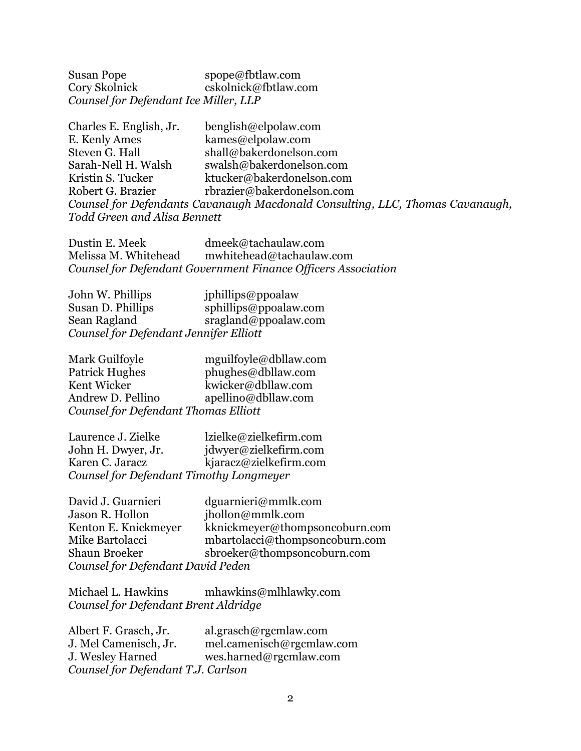Susan Pope spope@fbtlaw.com
Cory Skolnick cskolnick@fbtlaw.com
*Counsel for Defendant Ice Miller, LLP*

Charles E. English, Jr. benglish@elpolaw.com
E. Kenly Ames kames@elpolaw.com
Steven G. Hall shall@bakerdonelson.com
Sarah-Nell H. Walsh swalsh@bakerdonelson.com
Kristin S. Tucker ktucker@bakerdonelson.com
Robert G. Brazier rbrazier@bakerdonelson.com
*Counsel for Defendants Cavanaugh Macdonald Consulting, LLC, Thomas Cavanaugh, Todd Green and Alisa Bennett*

Dustin E. Meek dmeek@tachaulaw.com
Melissa M. Whitehead mwhitehead@tachaulaw.com
*Counsel for Defendant Government Finance Officers Association*

John W. Phillips jphillips@ppoalaw
Susan D. Phillips sphillips@ppoalaw.com
Sean Ragland sragland@ppoalaw.com
*Counsel for Defendant Jennifer Elliott*

Mark Guilfoyle mguilfoyle@dbllaw.com
Patrick Hughes phughes@dbllaw.com
Kent Wicker kwicker@dbllaw.com
Andrew D. Pellino apellino@dbllaw.com
*Counsel for Defendant Thomas Elliott*

Laurence J. Zielke lzielke@zielkefirm.com
John H. Dwyer, Jr. jdwyer@zielkefirm.com
Karen C. Jaracz kjaracz@zielkefirm.com
*Counsel for Defendant Timothy Longmeyer*

David J. Guarnieri dguarnieri@mmlk.com
Jason R. Hollon jhollon@mmlk.com
Kenton E. Knickmeyer kknickmeyer@thompsoncoburn.com
Mike Bartolacci mbartolacci@thompsoncoburn.com
Shaun Broeker sbroeker@thompsoncoburn.com
*Counsel for Defendant David Peden*

Michael L. Hawkins mhawkins@mlhlawky.com
*Counsel for Defendant Brent Aldridge*

Albert F. Grasch, Jr. al.grasch@rgcmlaw.com
J. Mel Camenisch, Jr. mel.camenisch@rgcmlaw.com
J. Wesley Harned wes.harned@rgcmlaw.com
*Counsel for Defendant T.J. Carlson*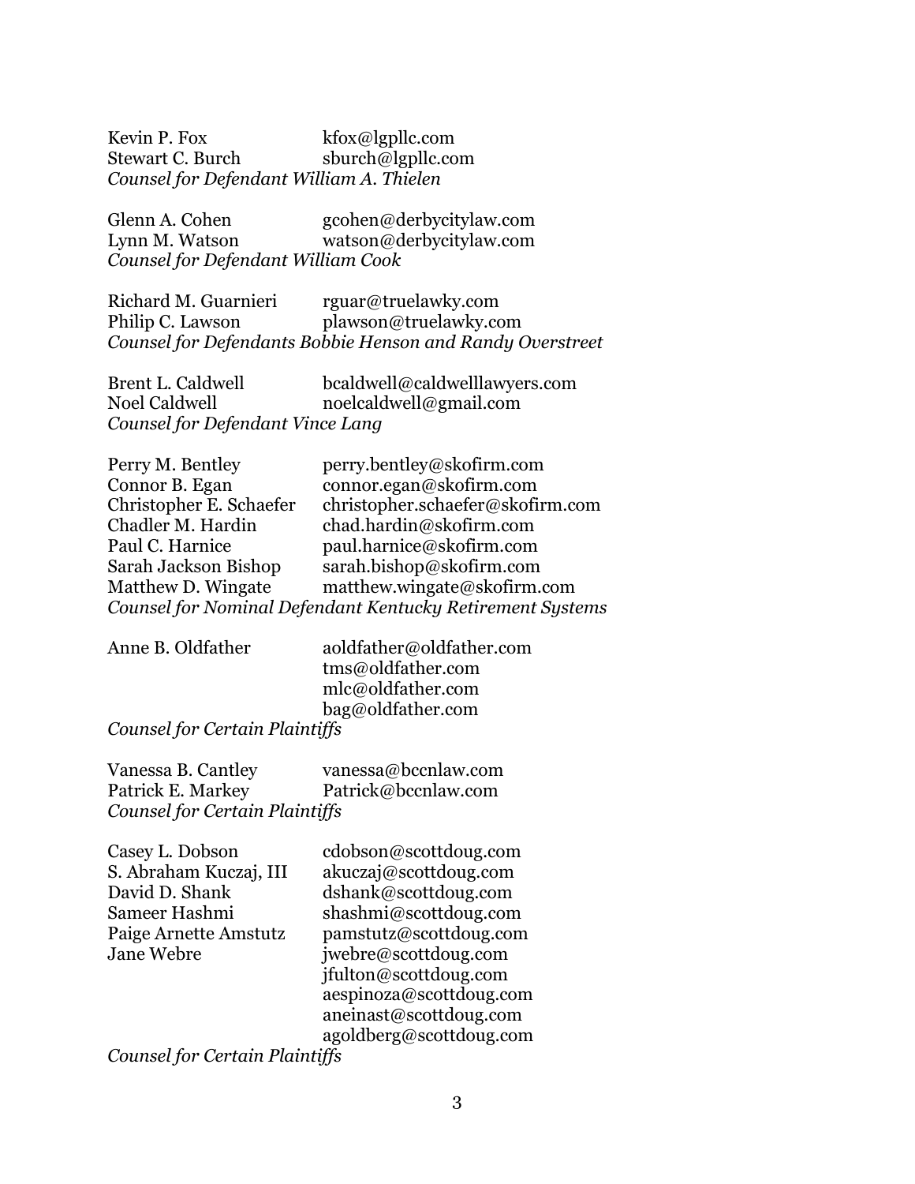Kevin P. Fox kfox@lgpllc.com
Stewart C. Burch sburch@lgpllc.com
*Counsel for Defendant William A. Thielen*

Glenn A. Cohen gcohen@derbycitylaw.com
Lynn M. Watson watson@derbycitylaw.com
*Counsel for Defendant William Cook*

Richard M. Guarnieri rguar@truelawky.com
Philip C. Lawson plawson@truelawky.com
*Counsel for Defendants Bobbie Henson and Randy Overstreet*

Brent L. Caldwell bcaldwell@caldwelllawyers.com
Noel Caldwell noelcaldwell@gmail.com
*Counsel for Defendant Vince Lang*

Perry M. Bentley perry.bentley@skofirm.com
Connor B. Egan connor.egan@skofirm.com
Christopher E. Schaefer christopher.schaefer@skofirm.com
Chadler M. Hardin chad.hardin@skofirm.com
Paul C. Harnice paul.harnice@skofirm.com
Sarah Jackson Bishop sarah.bishop@skofirm.com
Matthew D. Wingate matthew.wingate@skofirm.com
*Counsel for Nominal Defendant Kentucky Retirement Systems*

Anne B. Oldfather aoldfather@oldfather.com
tms@oldfather.com
mlc@oldfather.com
bag@oldfather.com
*Counsel for Certain Plaintiffs*

Vanessa B. Cantley vanessa@bccnlaw.com
Patrick E. Markey Patrick@bccnlaw.com
*Counsel for Certain Plaintiffs*

Casey L. Dobson cdobson@scottdoug.com
S. Abraham Kuczaj, III akuczaj@scottdoug.com
David D. Shank dshank@scottdoug.com
Sameer Hashmi shashmi@scottdoug.com
Paige Arnette Amstutz pamstutz@scottdoug.com
Jane Webre jwebre@scottdoug.com
jfulton@scottdoug.com
aespinoza@scottdoug.com
aneinast@scottdoug.com
agoldberg@scottdoug.com
*Counsel for Certain Plaintiffs*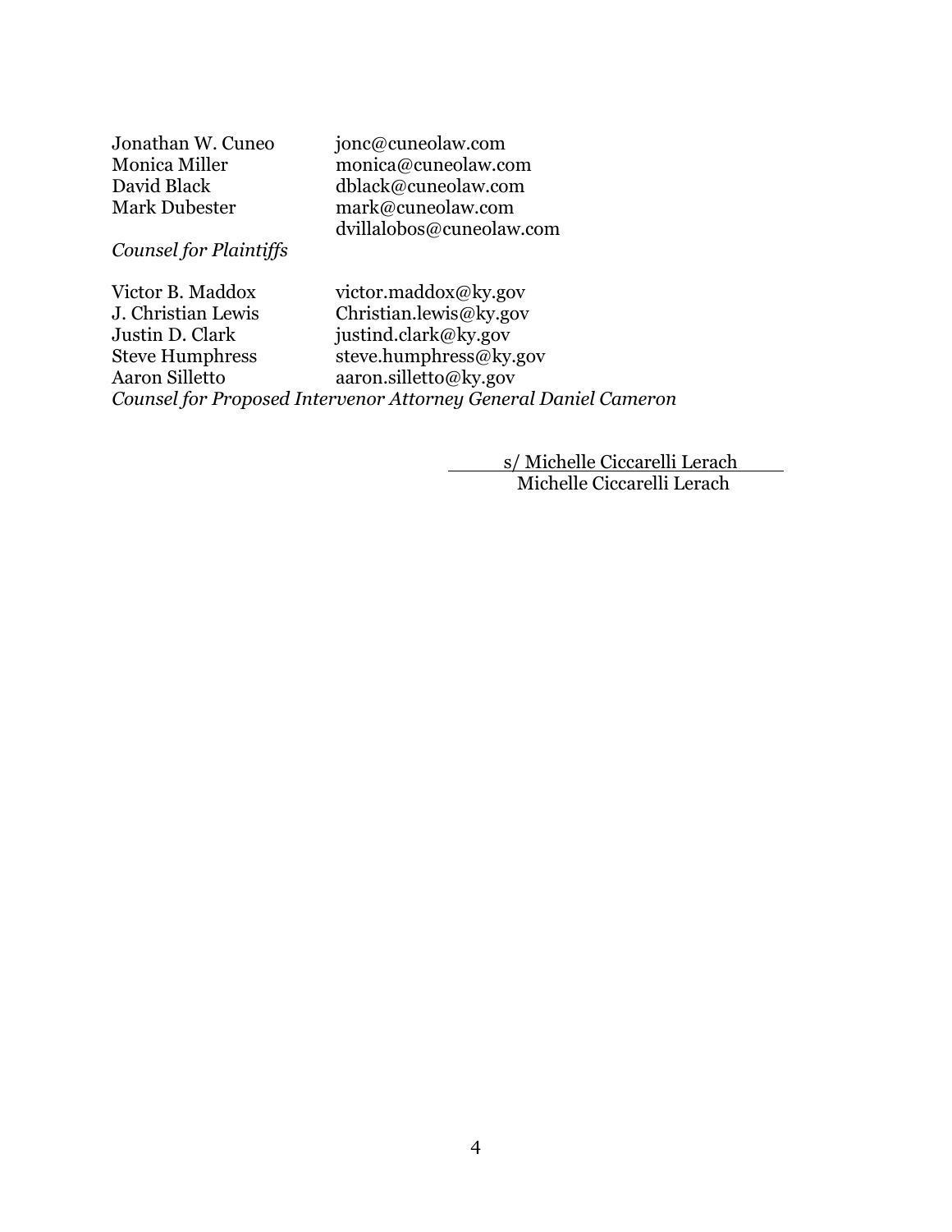| | |
|---|---|
| Jonathan W. Cuneo | jonc@cuneolaw.com |
| Monica Miller | monica@cuneolaw.com |
| David Black | dblack@cuneolaw.com |
| Mark Dubester | mark@cuneolaw.com |
| | dvillalobos@cuneolaw.com |

*Counsel for Plaintiffs*

| | |
|---|---|
| Victor B. Maddox | victor.maddox@ky.gov |
| J. Christian Lewis | Christian.lewis@ky.gov |
| Justin D. Clark | justind.clark@ky.gov |
| Steve Humphress | steve.humphress@ky.gov |
| Aaron Silletto | aaron.silletto@ky.gov |

*Counsel for Proposed Intervenor Attorney General Daniel Cameron*

s/ Michelle Ciccarelli Lerach
Michelle Ciccarelli Lerach